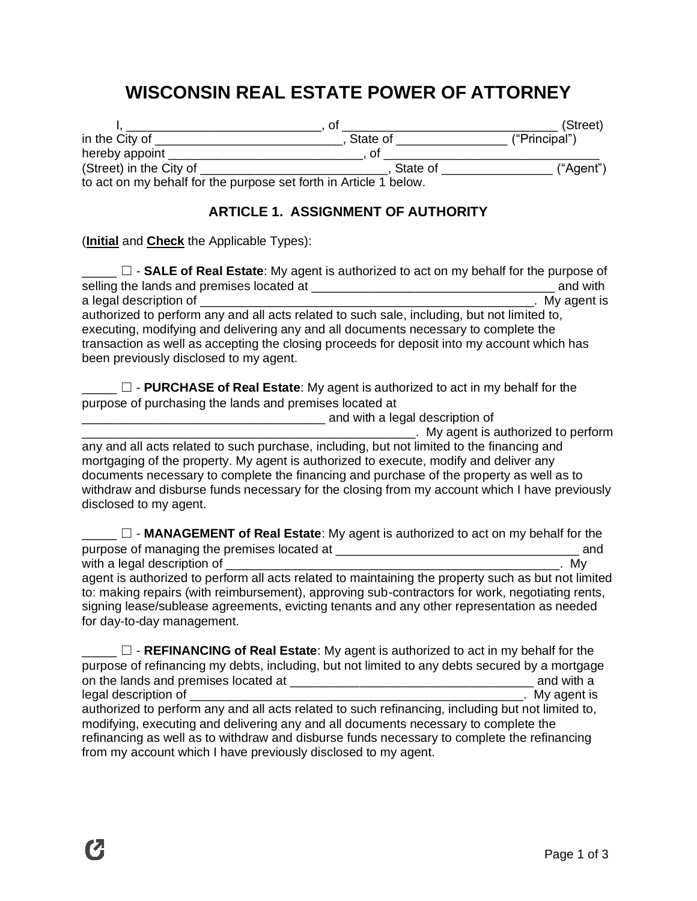# WISCONSIN REAL ESTATE POWER OF ATTORNEY

I, ___________________________, of ______________________________ (Street) in the City of __________________________, State of _______________ ("Principal") hereby appoint ___________________________, of ______________________________ (Street) in the City of ___________________________, State of _______________ ("Agent") to act on my behalf for the purpose set forth in Article 1 below.

## ARTICLE 1. ASSIGNMENT OF AUTHORITY

(**Initial** and **Check** the Applicable Types):

_____ ☐ - **SALE of Real Estate**: My agent is authorized to act on my behalf for the purpose of selling the lands and premises located at ___________________________________ and with a legal description of ___________________________________. My agent is authorized to perform any and all acts related to such sale, including, but not limited to, executing, modifying and delivering any and all documents necessary to complete the transaction as well as accepting the closing proceeds for deposit into my account which has been previously disclosed to my agent.

_____ ☐ - **PURCHASE of Real Estate**: My agent is authorized to act in my behalf for the purpose of purchasing the lands and premises located at ___________________________________ and with a legal description of _________________________________________________. My agent is authorized to perform any and all acts related to such purchase, including, but not limited to the financing and mortgaging of the property. My agent is authorized to execute, modify and deliver any documents necessary to complete the financing and purchase of the property as well as to withdraw and disburse funds necessary for the closing from my account which I have previously disclosed to my agent.

_____ ☐ - **MANAGEMENT of Real Estate**: My agent is authorized to act on my behalf for the purpose of managing the premises located at ___________________________________ and with a legal description of _________________________________________________. My agent is authorized to perform all acts related to maintaining the property such as but not limited to: making repairs (with reimbursement), approving sub-contractors for work, negotiating rents, signing lease/sublease agreements, evicting tenants and any other representation as needed for day-to-day management.

_____ ☐ - **REFINANCING of Real Estate**: My agent is authorized to act in my behalf for the purpose of refinancing my debts, including, but not limited to any debts secured by a mortgage on the lands and premises located at ___________________________________ and with a legal description of _________________________________________________. My agent is authorized to perform any and all acts related to such refinancing, including but not limited to, modifying, executing and delivering any and all documents necessary to complete the refinancing as well as to withdraw and disburse funds necessary to complete the refinancing from my account which I have previously disclosed to my agent.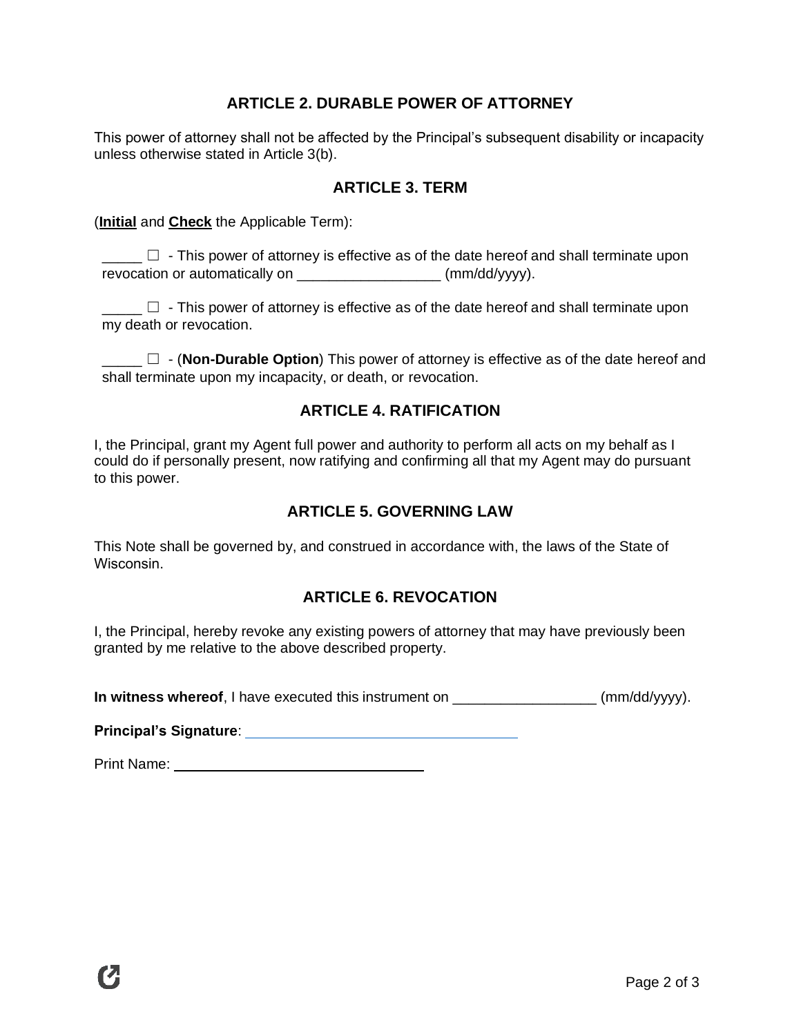## ARTICLE 2. DURABLE POWER OF ATTORNEY

This power of attorney shall not be affected by the Principal's subsequent disability or incapacity unless otherwise stated in Article 3(b).

## ARTICLE 3. TERM

(**Initial** and **Check** the Applicable Term):

_____ ☐ - This power of attorney is effective as of the date hereof and shall terminate upon revocation or automatically on __________________ (mm/dd/yyyy).

_____ ☐ - This power of attorney is effective as of the date hereof and shall terminate upon my death or revocation.

_____ ☐ - (**Non-Durable Option**) This power of attorney is effective as of the date hereof and shall terminate upon my incapacity, or death, or revocation.

## ARTICLE 4. RATIFICATION

I, the Principal, grant my Agent full power and authority to perform all acts on my behalf as I could do if personally present, now ratifying and confirming all that my Agent may do pursuant to this power.

## ARTICLE 5. GOVERNING LAW

This Note shall be governed by, and construed in accordance with, the laws of the State of Wisconsin.

## ARTICLE 6. REVOCATION

I, the Principal, hereby revoke any existing powers of attorney that may have previously been granted by me relative to the above described property.

**In witness whereof**, I have executed this instrument on __________________ (mm/dd/yyyy).

**Principal's Signature**: ________________________________

Print Name: ________________________________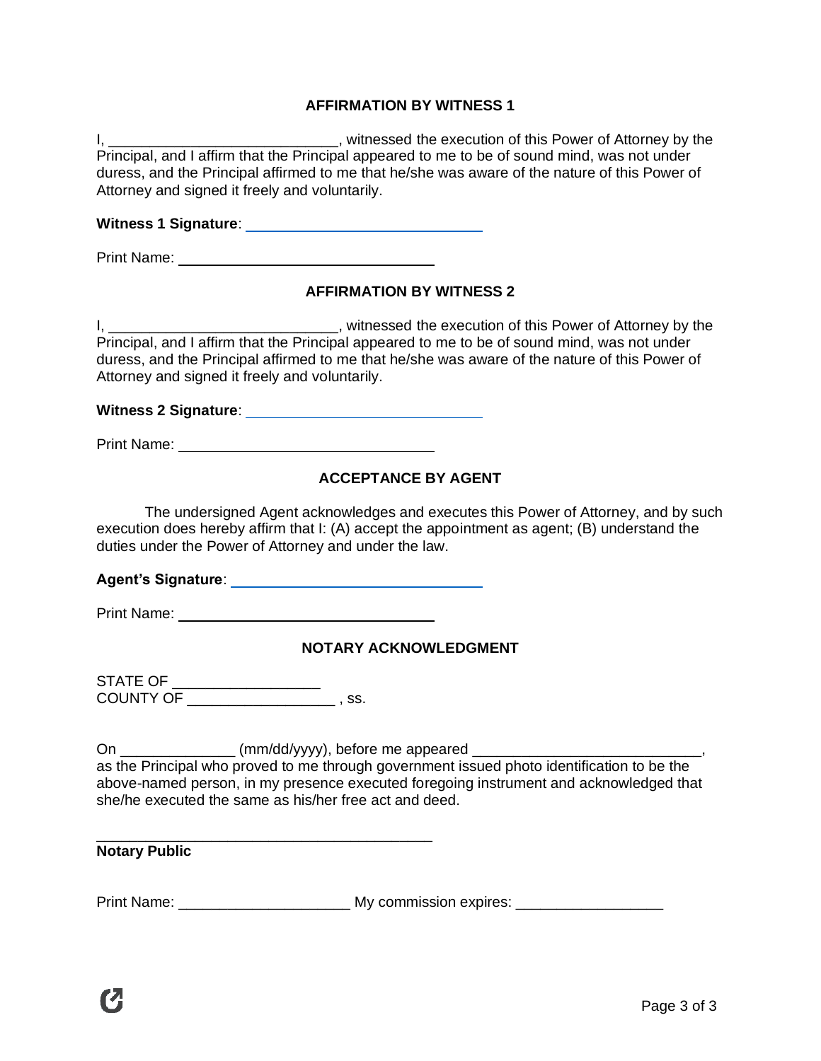## AFFIRMATION BY WITNESS 1

I, ___________________________, witnessed the execution of this Power of Attorney by the Principal, and I affirm that the Principal appeared to me to be of sound mind, was not under duress, and the Principal affirmed to me that he/she was aware of the nature of this Power of Attorney and signed it freely and voluntarily.

**Witness 1 Signature**: ____________________________

Print Name: ______________________________

## AFFIRMATION BY WITNESS 2

I, ____________________________, witnessed the execution of this Power of Attorney by the Principal, and I affirm that the Principal appeared to me to be of sound mind, was not under duress, and the Principal affirmed to me that he/she was aware of the nature of this Power of Attorney and signed it freely and voluntarily.

**Witness 2 Signature**: ____________________________

Print Name: ______________________________

## ACCEPTANCE BY AGENT

The undersigned Agent acknowledges and executes this Power of Attorney, and by such execution does hereby affirm that I: (A) accept the appointment as agent; (B) understand the duties under the Power of Attorney and under the law.

**Agent's Signature**: ______________________________

Print Name: ______________________________

## NOTARY ACKNOWLEDGMENT

STATE OF __________________
COUNTY OF __________________ , ss.

On ______________ (mm/dd/yyyy), before me appeared ____________________________, as the Principal who proved to me through government issued photo identification to be the above-named person, in my presence executed foregoing instrument and acknowledged that she/he executed the same as his/her free act and deed.

_________________________________________
**Notary Public**

Print Name: _____________________ My commission expires: __________________